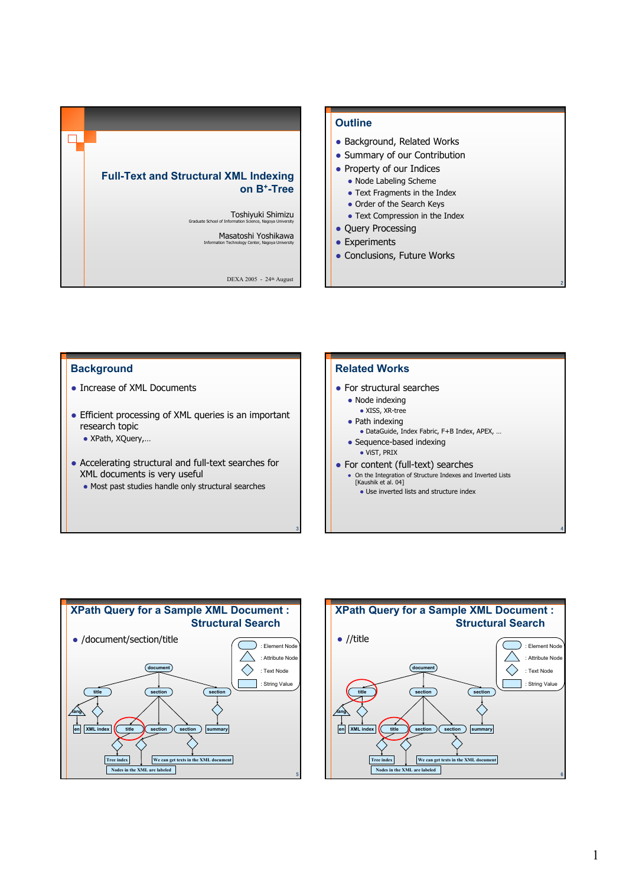# Full-Text and Structural XML Indexing on B⁺-Tree

Toshiyuki Shimizu
Graduate School of Information Science, Nagoya University

Masatoshi Yoshikawa
Information Technology Center, Nagoya University

DEXA 2005 - 24th August

## Outline

- Background, Related Works
- Summary of our Contribution
- Property of our Indices
  - Node Labeling Scheme
  - Text Fragments in the Index
  - Order of the Search Keys
  - Text Compression in the Index
- Query Processing
- Experiments
- Conclusions, Future Works

## Background

- Increase of XML Documents
- Efficient processing of XML queries is an important research topic
  - XPath, XQuery,…
- Accelerating structural and full-text searches for XML documents is very useful
  - Most past studies handle only structural searches

## Related Works

- For structural searches
  - Node indexing
    - XISS, XR-tree
  - Path indexing
    - DataGuide, Index Fabric, F+B Index, APEX, …
  - Sequence-based indexing
    - ViST, PRIX
- For content (full-text) searches
  - On the Integration of Structure Indexes and Inverted Lists [Kaushik et al. 04]
    - Use inverted lists and structure index

## XPath Query for a Sample XML Document : Structural Search

- /document/section/title

document
title
section
section
lang
en
XML index
title
section
section
summary
Tree index
We can get texts in the XML document
Nodes in the XML are labeled

: Element Node
: Attribute Node
: Text Node
: String Value

## XPath Query for a Sample XML Document : Structural Search

- //title

document
title
section
section
lang
en
XML index
title
section
section
summary
Tree index
We can get texts in the XML document
Nodes in the XML are labeled

: Element Node
: Attribute Node
: Text Node
: String Value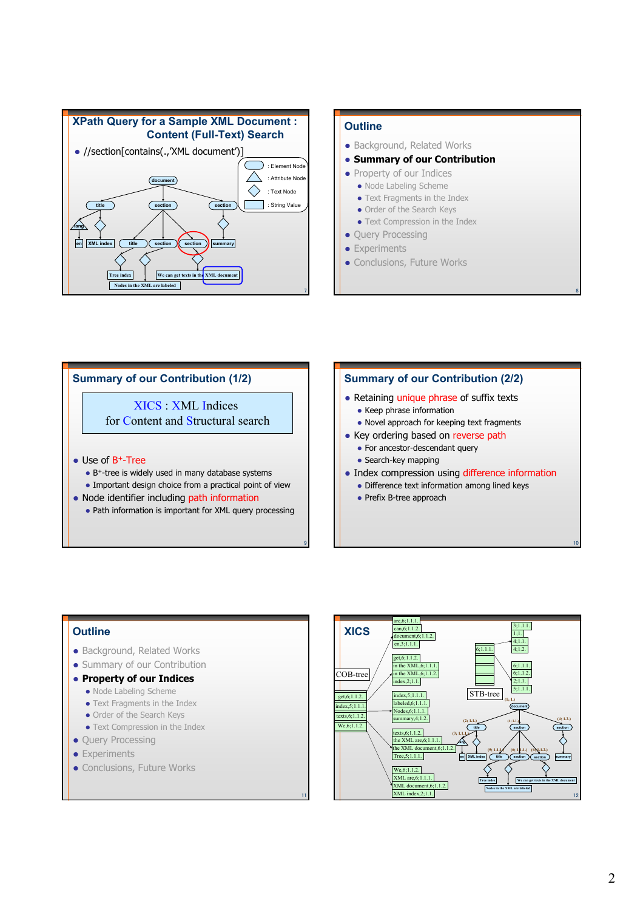## XPath Query for a Sample XML Document : Content (Full-Text) Search

- //section[contains(.,'XML document')]

: Element Node
: Attribute Node
: Text Node
: String Value

document
title
section
section
lang
en
XML index
title
section
section
summary
Tree index
We can get texts in the XML document
Nodes in the XML are labeled

## Outline

- Background, Related Works
- **Summary of our Contribution**
- Property of our Indices
  - Node Labeling Scheme
  - Text Fragments in the Index
  - Order of the Search Keys
  - Text Compression in the Index
- Query Processing
- Experiments
- Conclusions, Future Works

## Summary of our Contribution (1/2)

XICS : XML Indices for Content and Structural search

- Use of $B^+$-Tree
  - $B^+$-tree is widely used in many database systems
  - Important design choice from a practical point of view
- Node identifier including path information
  - Path information is important for XML query processing

## Summary of our Contribution (2/2)

- Retaining unique phrase of suffix texts
  - Keep phrase information
  - Novel approach for keeping text fragments
- Key ordering based on reverse path
  - For ancestor-descendant query
  - Search-key mapping
- Index compression using difference information
  - Difference text information among lined keys
  - Prefix B-tree approach

## Outline

- Background, Related Works
- Summary of our Contribution
- **Property of our Indices**
  - Node Labeling Scheme
  - Text Fragments in the Index
  - Order of the Search Keys
  - Text Compression in the Index
- Query Processing
- Experiments
- Conclusions, Future Works

## XICS

COB-tree

get,6;1.1.2.
index,5;1.1.1.
texts,6;1.1.2.
We,6;1.1.2.

are,6;1.1.1.
can,6;1.1.2.
document,6;1.1.2.
en,3;1.1.1.

get,6;1.1.2.
in the XML,6;1.1.1.
in the XML,6;1.1.2.
index,2;1.1.

index,5;1.1.1.
labeled,6;1.1.1.
Nodes,6;1.1.1.
summary,4;1.2.

texts,6;1.1.2.
the XML are,6;1.1.1.
the XML document,6;1.1.2.
Tree,5;1.1.1.

We,6;1.1.2.
XML are,6;1.1.1.
XML document,6;1.1.2.
XML index,2;1.1.

STB-tree

6;1.1.1.

3;1.1.1.
1;1.
4;1.1.
4;1.2.

6;1.1.1.
6;1.1.2.
2;1.1.
5;1.1.1.

(1; 1.)
document
(2; 1.1.)
title
(3; 1.1.1.)
lang
en
XML index
(4; 1.1.)
section
(4; 1.2.)
section
(5; 1.1.1.)
title
(6; 1.1.1.)
section
(6; 1.1.2.)
section
summary
Tree index
We can get texts in the XML document
Nodes in the XML are labeled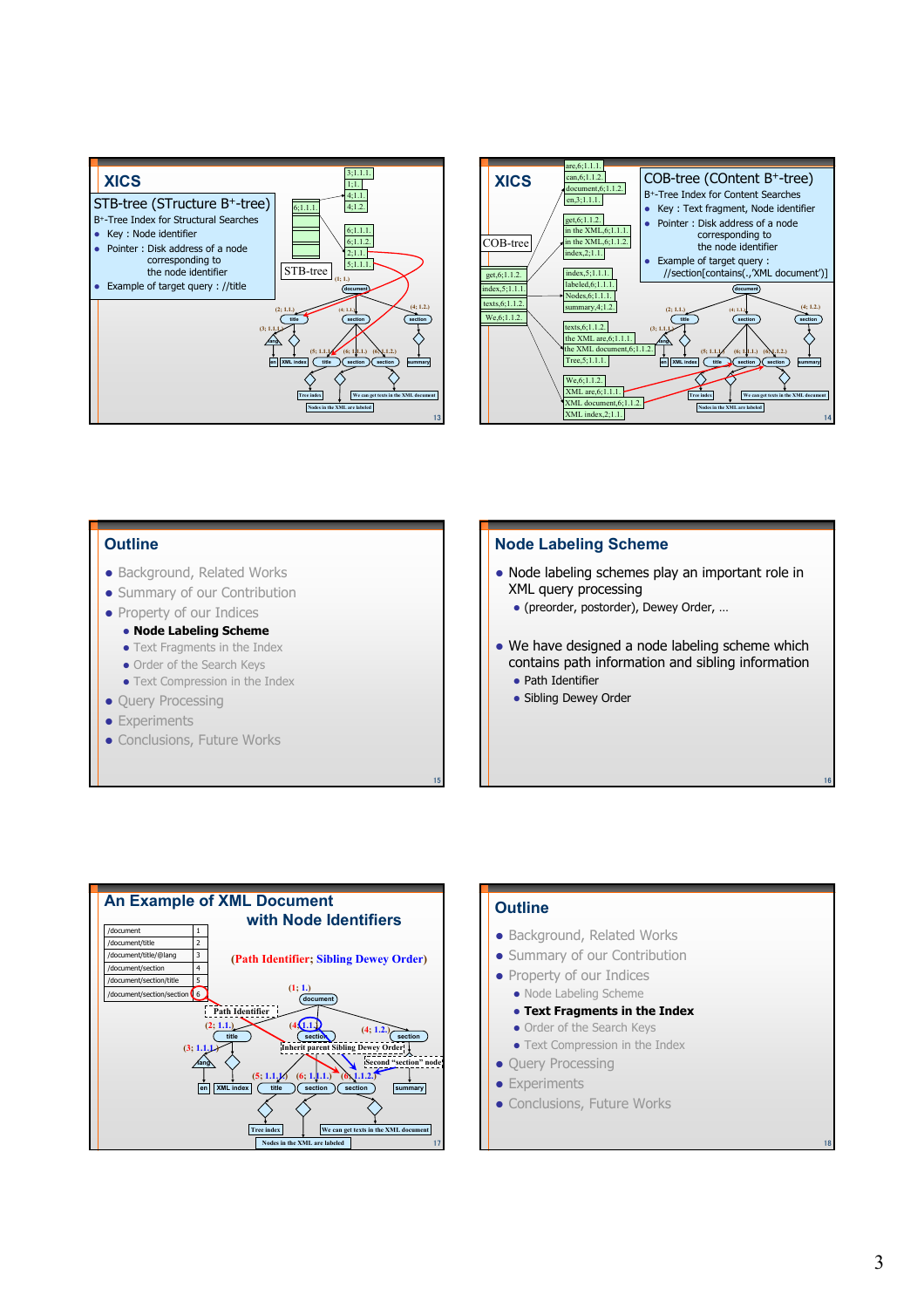## XICS

### STB-tree (STructure B$^+$-tree)

B$^+$-Tree Index for Structural Searches

- Key : Node identifier
- Pointer : Disk address of a node corresponding to the node identifier
- Example of target query : //title

## XICS

### COB-tree (COntent B$^+$-tree)

B$^+$-Tree Index for Content Searches

- Key : Text fragment, Node identifier
- Pointer : Disk address of a node corresponding to the node identifier
- Example of target query : //section[contains(.,'XML document')]

## Outline

- Background, Related Works
- Summary of our Contribution
- Property of our Indices
  - **Node Labeling Scheme**
  - Text Fragments in the Index
  - Order of the Search Keys
  - Text Compression in the Index
- Query Processing
- Experiments
- Conclusions, Future Works

## Node Labeling Scheme

- Node labeling schemes play an important role in XML query processing
  - (preorder, postorder), Dewey Order, …
- We have designed a node labeling scheme which contains path information and sibling information
  - Path Identifier
  - Sibling Dewey Order

## An Example of XML Document with Node Identifiers

| | |
|---|---|
| /document | 1 |
| /document/title | 2 |
| /document/title/@lang | 3 |
| /document/section | 4 |
| /document/section/title | 5 |
| /document/section/section | 6 |

(Path Identifier; Sibling Dewey Order)

## Outline

- Background, Related Works
- Summary of our Contribution
- Property of our Indices
  - Node Labeling Scheme
  - **Text Fragments in the Index**
  - Order of the Search Keys
  - Text Compression in the Index
- Query Processing
- Experiments
- Conclusions, Future Works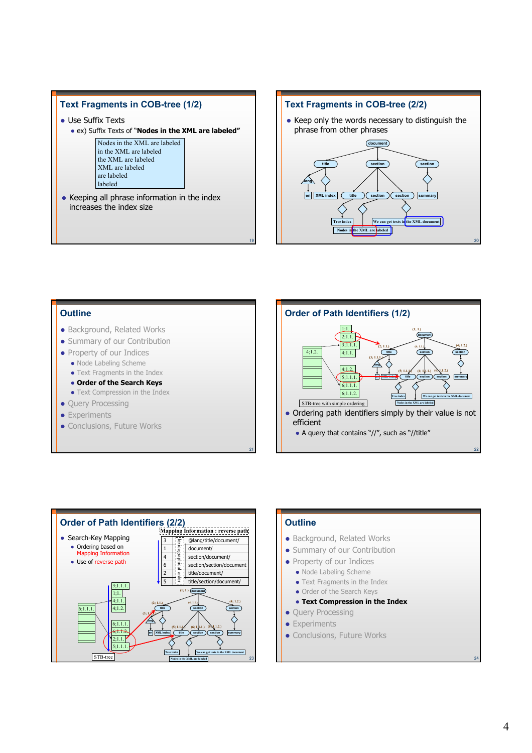## Text Fragments in COB-tree (1/2)

- Use Suffix Texts
  - ex) Suffix Texts of "**Nodes in the XML are labeled**"

| |
|---|
| Nodes in the XML are labeled |
| in the XML are labeled |
| the XML are labeled |
| XML are labeled |
| are labeled |
| labeled |

- Keeping all phrase information in the index increases the index size

## Text Fragments in COB-tree (2/2)

- Keep only the words necessary to distinguish the phrase from other phrases

document
title
section
section
lang
en
XML index
title
section
section
summary
Tree index
We can get texts in the XML document
Nodes in the XML are labeled

## Outline

- Background, Related Works
- Summary of our Contribution
- Property of our Indices
  - Node Labeling Scheme
  - Text Fragments in the Index
  - **Order of the Search Keys**
  - Text Compression in the Index
- Query Processing
- Experiments
- Conclusions, Future Works

## Order of Path Identifiers (1/2)

1;1.
2;1.1.
3;1.1.1.
4;1.1.
4;1.2.
4;1.2.
5;1.1.1.
6;1.1.1.
6;1.1.2.
STB-tree with simple ordering
(1; 1.)
document
(2; 1.1.)
(4; 1.1.)
(4; 1.2.)
(3; 1.1.1.)
title
section
section
lang
(5; 1.1.1.)
(6; 1.1.1.)
(6; 1.1.2.)
XML index
title
section
section
summary
Tree index
We can get texts in the XML document
Nodes in the XML are labeled

- Ordering path identifiers simply by their value is not efficient
  - A query that contains "//", such as "//title"

## Order of Path Identifiers (2/2)

- Search-Key Mapping
  - Ordering based on Mapping Information
  - Use of reverse path

Mapping Information : reverse path

| | |
|---|---|
| 3 | @lang/title/document/ |
| 1 | document/ |
| 4 | section/document/ |
| 6 | section/section/document |
| 2 | title/document/ |
| 5 | title/section/document/ |

lexicographical order

3;1.1.1.
1;1.
4;1.1.
4;1.2.
6;1.1.1.
6;1.1.1.
6;1.1.2.
2;1.1.
5;1.1.1.
STB-tree
(1; 1.)
document
(2; 1.1.)
(4; 1.1.)
(4; 1.2.)
(3; 1.1.1.)
title
section
section
lang
(5; 1.1.1.)
(6; 1.1.1.)
(6; 1.1.2.)
en
XML index
title
section
section
summary
Tree index
We can get texts in the XML document
Nodes in the XML are labeled

## Outline

- Background, Related Works
- Summary of our Contribution
- Property of our Indices
  - Node Labeling Scheme
  - Text Fragments in the Index
  - Order of the Search Keys
  - **Text Compression in the Index**
- Query Processing
- Experiments
- Conclusions, Future Works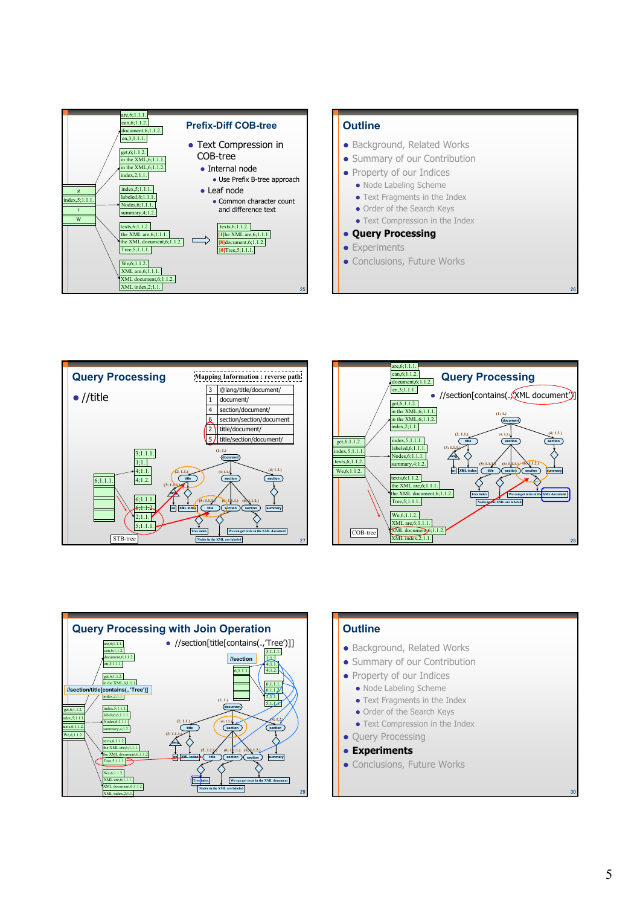## Prefix-Diff COB-tree

- Text Compression in COB-tree
  - Internal node
    - Use Prefix B-tree approach
  - Leaf node
    - Common character count and difference text

are,6;1.1.1.
can,6;1.1.2.
document,6;1.1.2.
en,3;1.1.1.

get,6;1.1.2.
in the XML,6;1.1.1.
in the XML,6;1.1.2.
index,2;1.1.

g
index,5;1.1.1.
t
W

index,5;1.1.1.
labeled,6;1.1.1.
Nodes,6;1.1.1.
summary,4;1.2.

texts,6;1.1.2.
the XML are,6;1.1.1.
the XML document,6;1.1.2.
Tree,5;1.1.1.

We,6;1.1.2.
XML are,6;1.1.1.
XML document,6;1.1.2.
XML index,2;1.1.

texts,6;1.1.2.
[1]he XML are,6;1.1.1.
[8]document,6;1.1.2.
[0]Tree,5;1.1.1.

## Outline

- Background, Related Works
- Summary of our Contribution
- Property of our Indices
  - Node Labeling Scheme
  - Text Fragments in the Index
  - Order of the Search Keys
  - Text Compression in the Index
- **Query Processing**
- Experiments
- Conclusions, Future Works

## Query Processing

- //title

Mapping Information : reverse path

| | |
|---|---|
| 3 | @lang/title/document/ |
| 1 | document/ |
| 4 | section/document/ |
| 6 | section/section/document |
| 2 | title/document/ |
| 5 | title/section/document/ |

3;1.1.1.
1;1.
4;1.1.
4;1.2.

6;1.1.1.

6;1.1.1.
6;1.1.2.
2;1.1.
5;1.1.1.

STB-tree

(1; 1.) document
(2; 1.1.) title
(4; 1.1.) section
(4; 1.2.) section
(3; 1.1.1.) lang
(5; 1.1.1.) title
(6; 1.1.1.) section
(6; 1.1.2.) section
en
XML index
summary
Tree index
We can get texts in the XML document
Nodes in the XML are labeled

## Query Processing

- //section[contains(.,'XML document')]

are,6;1.1.1.
can,6;1.1.2.
document,6;1.1.2.
en,3;1.1.1.

get,6;1.1.2.
in the XML,6;1.1.1.
in the XML,6;1.1.2.
index,2;1.1.

get,6;1.1.2.
index,5;1.1.1.
texts,6;1.1.2.
We,6;1.1.2.

index,5;1.1.1.
labeled,6;1.1.1.
Nodes,6;1.1.1.
summary,4;1.2.

texts,6;1.1.2.
the XML are,6;1.1.1.
the XML document,6;1.1.2.
Tree,5;1.1.1.

We,6;1.1.2.
XML are,6;1.1.1.
XML document,6;1.1.2.
XML index,2;1.1.

COB-tree

(1; 1.) document
(2; 1.1.) title
(4; 1.1.) section
(4; 1.2.) section
(3; 1.1.1.) lang
(5; 1.1.1.) title
(6; 1.1.1.) section
(6; 1.1.2.) section
en
XML index
summary
Tree index
We can get texts in the XML document
Nodes in the XML are labeled

## Query Processing with Join Operation

- //section[title[contains(.,'Tree')]]

//section

//section/title[contains(.,'Tree')]

3;1.1.1.
1;1.
4;1.1.
4;1.2.

6;1.1.1.

6;1.1.1.
6;1.1.2.
2;1.1.
5;1.1.1.

are,6;1.1.1.
can,6;1.1.2.
document,6;1.1.2.
en,3;1.1.1.

get,6;1.1.2.
in the XML,6;1.1.1.
index,2;1.1.

get,6;1.1.2.
index,5;1.1.1.
texts,6;1.1.2.
We,6;1.1.2.

index,5;1.1.1.
labeled,6;1.1.1.
Nodes,6;1.1.1.
summary,4;1.2.

texts,6;1.1.2.
the XML are,6;1.1.1.
the XML document,6;1.1.2.
Tree,5;1.1.1.

We,6;1.1.2.
XML are,6;1.1.1.
XML document,6;1.1.2.
XML index,2;1.1.

(1; 1.) document
(2; 1.1.) title
(4; 1.1.) section
(4; 1.2.) section
(3; 1.1.1.) lang
(5; 1.1.1.) title
(6; 1.1.1.) section
(6; 1.1.2.) section
en
XML index
summary
Tree index
We can get texts in the XML document
Nodes in the XML are labeled

## Outline

- Background, Related Works
- Summary of our Contribution
- Property of our Indices
  - Node Labeling Scheme
  - Text Fragments in the Index
  - Order of the Search Keys
  - Text Compression in the Index
- Query Processing
- **Experiments**
- Conclusions, Future Works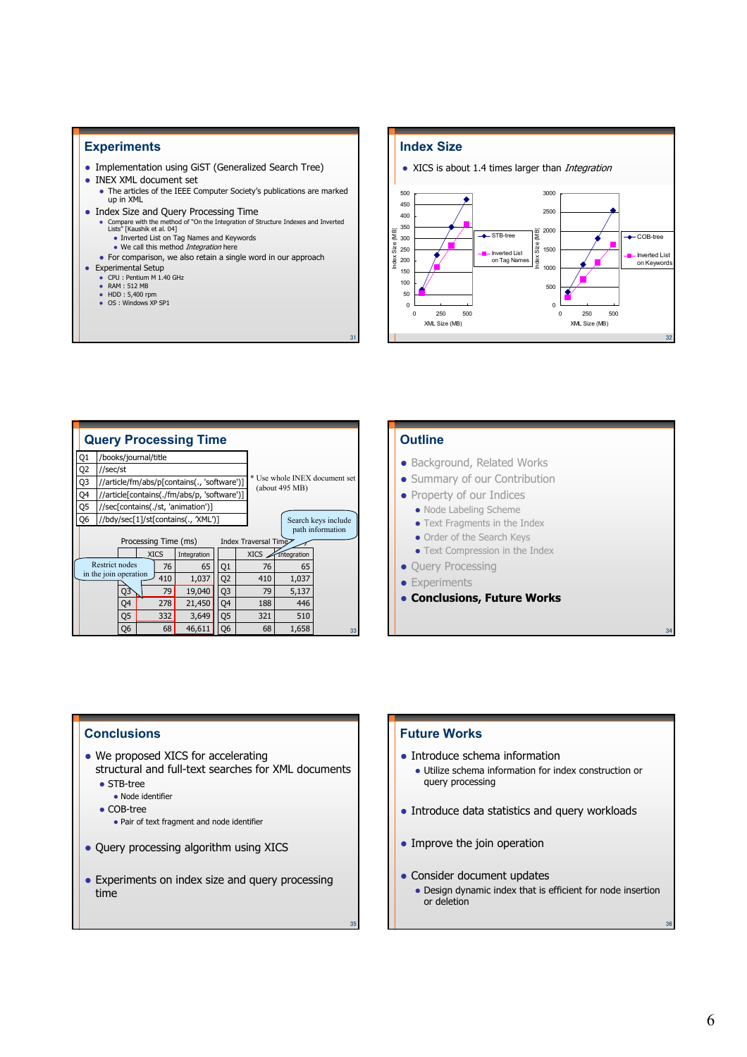## Experiments

- Implementation using GiST (Generalized Search Tree)
- INEX XML document set
  - The articles of the IEEE Computer Society's publications are marked up in XML
- Index Size and Query Processing Time
  - Compare with the method of "On the Integration of Structure Indexes and Inverted Lists" [Kaushik et al. 04]
    - Inverted List on Tag Names and Keywords
    - We call this method *Integration* here
  - For comparison, we also retain a single word in our approach
- Experimental Setup
  - CPU : Pentium M 1.40 GHz
  - RAM : 512 MB
  - HDD : 5,400 rpm
  - OS : Windows XP SP1

## Index Size

- XICS is about 1.4 times larger than *Integration*

Index Size (MB)
0
50
100
150
200
250
300
350
400
450
500
0
250
500
XML Size (MB)
STB-tree
Inverted List on Tag Names

Index Size (MB)
0
500
1000
1500
2000
2500
3000
0
250
500
XML Size (MB)
COB-tree
Inverted List on Keywords

## Query Processing Time

| | |
|---|---|
| Q1 | /books/journal/title |
| Q2 | //sec/st |
| Q3 | //article/fm/abs/p[contains(., 'software')] |
| Q4 | //article[contains(./fm/abs/p, 'software')] |
| Q5 | //sec[contains(./st, 'animation')] |
| Q6 | //bdy/sec[1]/st[contains(., 'XML')] |

\* Use whole INEX document set (about 495 MB)

Search keys include path information

Restrict nodes in the join operation

| Processing Time (ms) | | | Index Traversal Time | | |
|---|---|---|---|---|---|
| | XICS | Integration | | XICS | Integration |
| Q1 | 76 | 65 | Q1 | 76 | 65 |
| Q2 | 410 | 1,037 | Q2 | 410 | 1,037 |
| Q3 | 79 | 19,040 | Q3 | 79 | 5,137 |
| Q4 | 278 | 21,450 | Q4 | 188 | 446 |
| Q5 | 332 | 3,649 | Q5 | 321 | 510 |
| Q6 | 68 | 46,611 | Q6 | 68 | 1,658 |

## Outline

- Background, Related Works
- Summary of our Contribution
- Property of our Indices
  - Node Labeling Scheme
  - Text Fragments in the Index
  - Order of the Search Keys
  - Text Compression in the Index
- Query Processing
- Experiments
- **Conclusions, Future Works**

## Conclusions

- We proposed XICS for accelerating structural and full-text searches for XML documents
  - STB-tree
    - Node identifier
  - COB-tree
    - Pair of text fragment and node identifier
- Query processing algorithm using XICS
- Experiments on index size and query processing time

## Future Works

- Introduce schema information
  - Utilize schema information for index construction or query processing
- Introduce data statistics and query workloads
- Improve the join operation
- Consider document updates
  - Design dynamic index that is efficient for node insertion or deletion